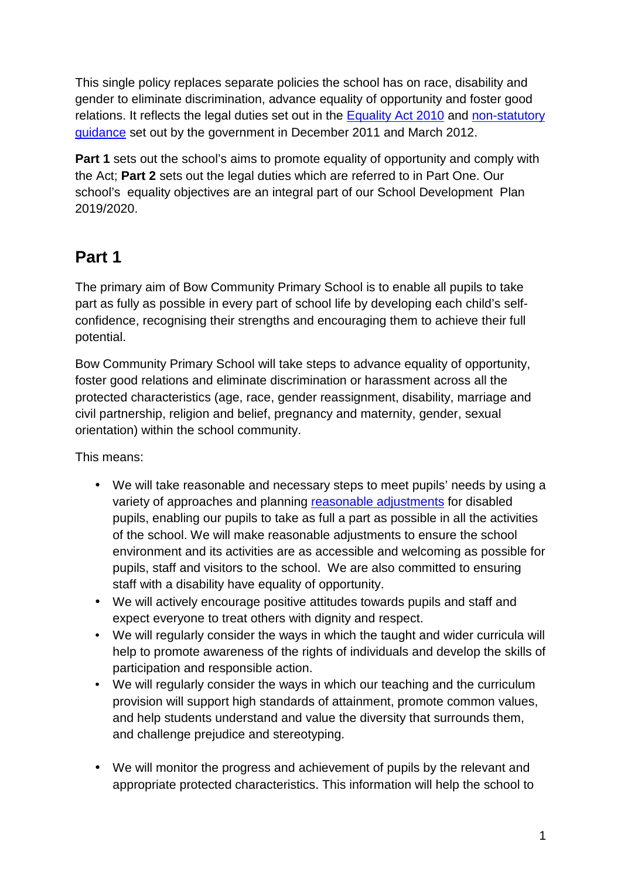This single policy replaces separate policies the school has on race, disability and gender to eliminate discrimination, advance equality of opportunity and foster good relations. It reflects the legal duties set out in the Equality Act 2010 and non-statutory guidance set out by the government in December 2011 and March 2012.

**Part 1** sets out the school's aims to promote equality of opportunity and comply with the Act; **Part 2** sets out the legal duties which are referred to in Part One. Our school's equality objectives are an integral part of our School Development Plan 2019/2020.

## Part 1

The primary aim of Bow Community Primary School is to enable all pupils to take part as fully as possible in every part of school life by developing each child's self-confidence, recognising their strengths and encouraging them to achieve their full potential.

Bow Community Primary School will take steps to advance equality of opportunity, foster good relations and eliminate discrimination or harassment across all the protected characteristics (age, race, gender reassignment, disability, marriage and civil partnership, religion and belief, pregnancy and maternity, gender, sexual orientation) within the school community.

This means:

- We will take reasonable and necessary steps to meet pupils' needs by using a variety of approaches and planning reasonable adjustments for disabled pupils, enabling our pupils to take as full a part as possible in all the activities of the school. We will make reasonable adjustments to ensure the school environment and its activities are as accessible and welcoming as possible for pupils, staff and visitors to the school. We are also committed to ensuring staff with a disability have equality of opportunity.
- We will actively encourage positive attitudes towards pupils and staff and expect everyone to treat others with dignity and respect.
- We will regularly consider the ways in which the taught and wider curricula will help to promote awareness of the rights of individuals and develop the skills of participation and responsible action.
- We will regularly consider the ways in which our teaching and the curriculum provision will support high standards of attainment, promote common values, and help students understand and value the diversity that surrounds them, and challenge prejudice and stereotyping.
- We will monitor the progress and achievement of pupils by the relevant and appropriate protected characteristics. This information will help the school to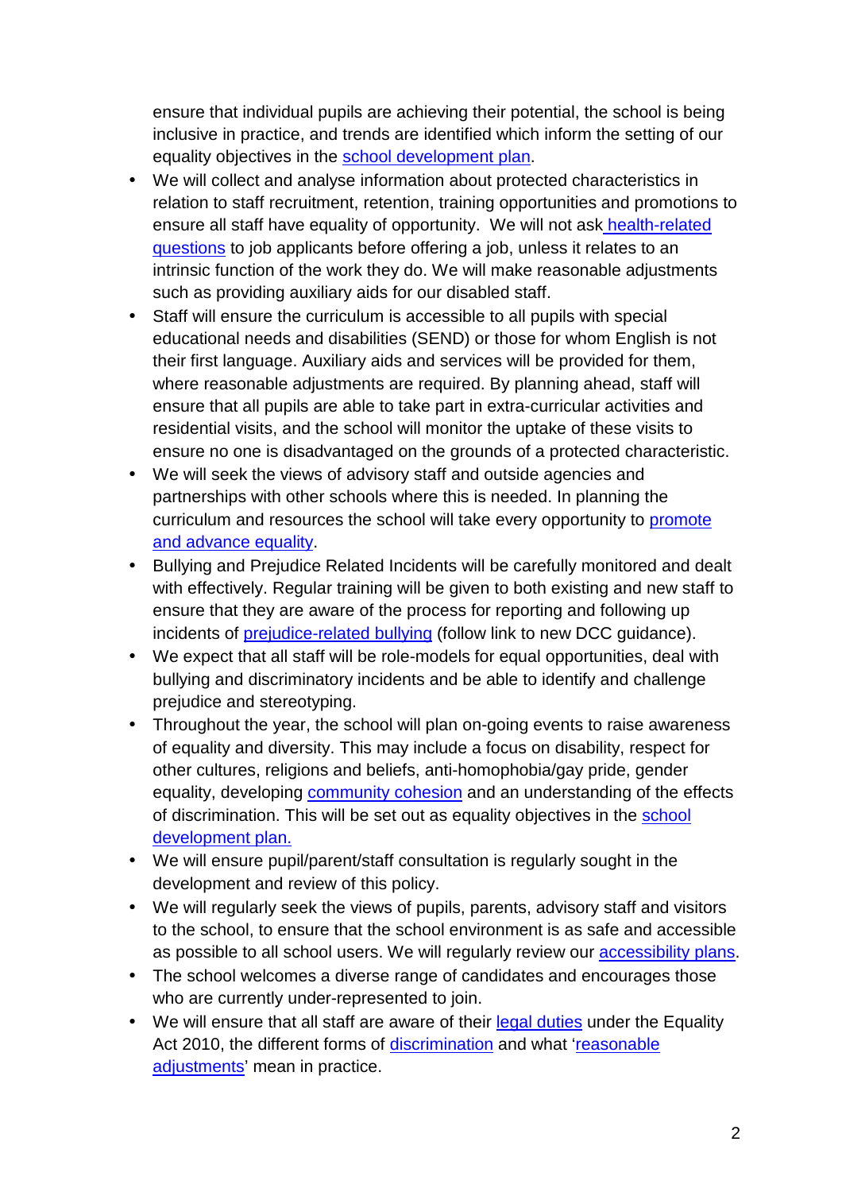ensure that individual pupils are achieving their potential, the school is being inclusive in practice, and trends are identified which inform the setting of our equality objectives in the school development plan.

- We will collect and analyse information about protected characteristics in relation to staff recruitment, retention, training opportunities and promotions to ensure all staff have equality of opportunity. We will not ask health-related questions to job applicants before offering a job, unless it relates to an intrinsic function of the work they do. We will make reasonable adjustments such as providing auxiliary aids for our disabled staff.
- Staff will ensure the curriculum is accessible to all pupils with special educational needs and disabilities (SEND) or those for whom English is not their first language. Auxiliary aids and services will be provided for them, where reasonable adjustments are required. By planning ahead, staff will ensure that all pupils are able to take part in extra-curricular activities and residential visits, and the school will monitor the uptake of these visits to ensure no one is disadvantaged on the grounds of a protected characteristic.
- We will seek the views of advisory staff and outside agencies and partnerships with other schools where this is needed. In planning the curriculum and resources the school will take every opportunity to promote and advance equality.
- Bullying and Prejudice Related Incidents will be carefully monitored and dealt with effectively. Regular training will be given to both existing and new staff to ensure that they are aware of the process for reporting and following up incidents of prejudice-related bullying (follow link to new DCC guidance).
- We expect that all staff will be role-models for equal opportunities, deal with bullying and discriminatory incidents and be able to identify and challenge prejudice and stereotyping.
- Throughout the year, the school will plan on-going events to raise awareness of equality and diversity. This may include a focus on disability, respect for other cultures, religions and beliefs, anti-homophobia/gay pride, gender equality, developing community cohesion and an understanding of the effects of discrimination. This will be set out as equality objectives in the school development plan.
- We will ensure pupil/parent/staff consultation is regularly sought in the development and review of this policy.
- We will regularly seek the views of pupils, parents, advisory staff and visitors to the school, to ensure that the school environment is as safe and accessible as possible to all school users. We will regularly review our accessibility plans.
- The school welcomes a diverse range of candidates and encourages those who are currently under-represented to join.
- We will ensure that all staff are aware of their legal duties under the Equality Act 2010, the different forms of discrimination and what 'reasonable adjustments' mean in practice.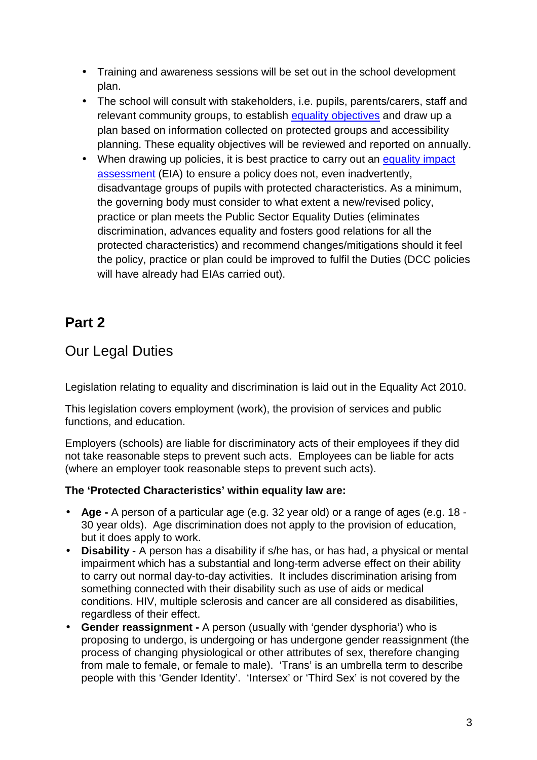- Training and awareness sessions will be set out in the school development plan.
- The school will consult with stakeholders, i.e. pupils, parents/carers, staff and relevant community groups, to establish equality objectives and draw up a plan based on information collected on protected groups and accessibility planning. These equality objectives will be reviewed and reported on annually.
- When drawing up policies, it is best practice to carry out an equality impact assessment (EIA) to ensure a policy does not, even inadvertently, disadvantage groups of pupils with protected characteristics. As a minimum, the governing body must consider to what extent a new/revised policy, practice or plan meets the Public Sector Equality Duties (eliminates discrimination, advances equality and fosters good relations for all the protected characteristics) and recommend changes/mitigations should it feel the policy, practice or plan could be improved to fulfil the Duties (DCC policies will have already had EIAs carried out).

# Part 2

## Our Legal Duties

Legislation relating to equality and discrimination is laid out in the Equality Act 2010.

This legislation covers employment (work), the provision of services and public functions, and education.

Employers (schools) are liable for discriminatory acts of their employees if they did not take reasonable steps to prevent such acts. Employees can be liable for acts (where an employer took reasonable steps to prevent such acts).

**The 'Protected Characteristics' within equality law are:**

- **Age -** A person of a particular age (e.g. 32 year old) or a range of ages (e.g. 18 - 30 year olds). Age discrimination does not apply to the provision of education, but it does apply to work.
- **Disability -** A person has a disability if s/he has, or has had, a physical or mental impairment which has a substantial and long-term adverse effect on their ability to carry out normal day-to-day activities. It includes discrimination arising from something connected with their disability such as use of aids or medical conditions. HIV, multiple sclerosis and cancer are all considered as disabilities, regardless of their effect.
- **Gender reassignment -** A person (usually with 'gender dysphoria') who is proposing to undergo, is undergoing or has undergone gender reassignment (the process of changing physiological or other attributes of sex, therefore changing from male to female, or female to male). 'Trans' is an umbrella term to describe people with this 'Gender Identity'. 'Intersex' or 'Third Sex' is not covered by the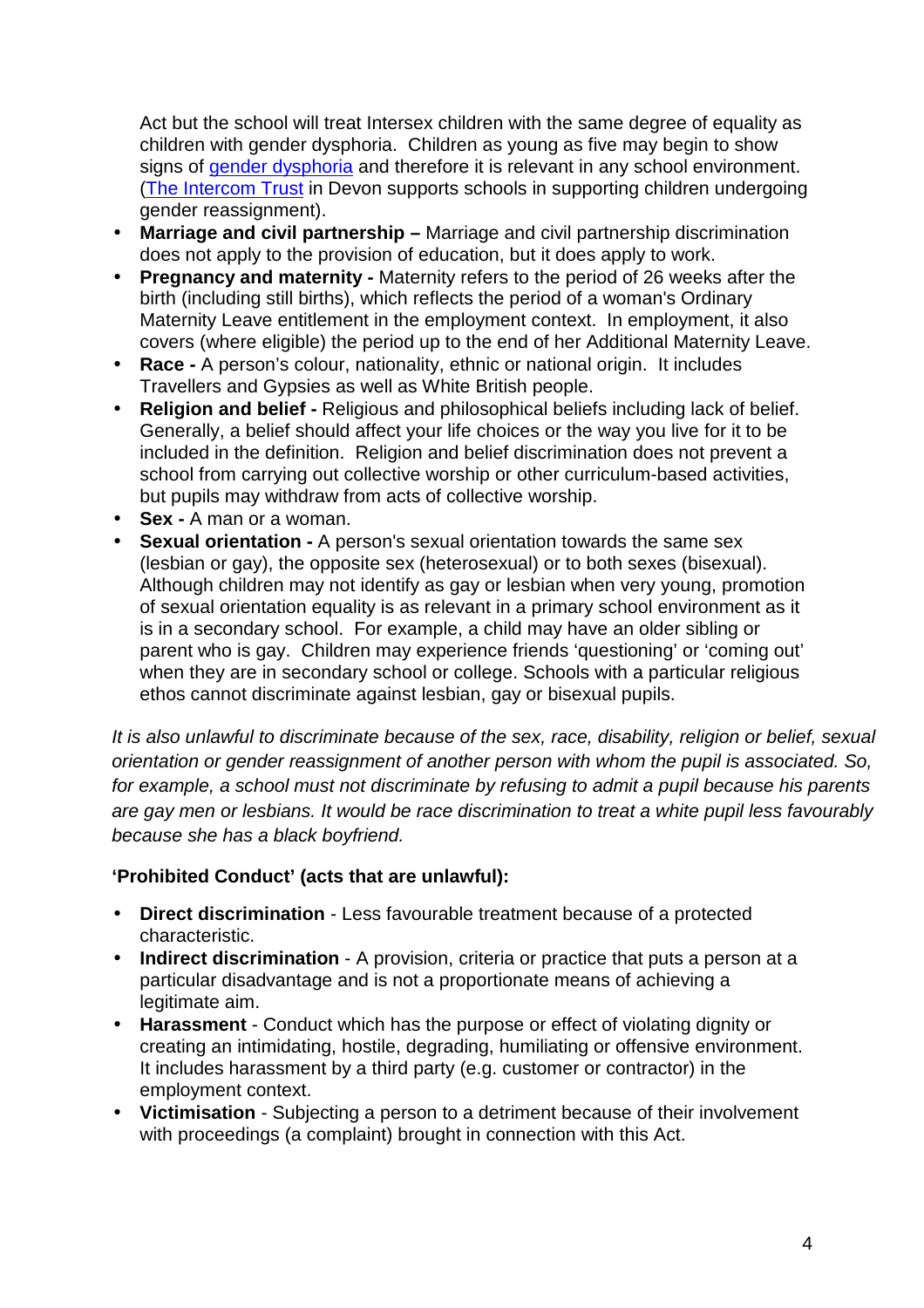Act but the school will treat Intersex children with the same degree of equality as children with gender dysphoria. Children as young as five may begin to show signs of [gender dysphoria](#) and therefore it is relevant in any school environment. ([The Intercom Trust](#) in Devon supports schools in supporting children undergoing gender reassignment).

- **Marriage and civil partnership –** Marriage and civil partnership discrimination does not apply to the provision of education, but it does apply to work.
- **Pregnancy and maternity -** Maternity refers to the period of 26 weeks after the birth (including still births), which reflects the period of a woman's Ordinary Maternity Leave entitlement in the employment context. In employment, it also covers (where eligible) the period up to the end of her Additional Maternity Leave.
- **Race -** A person's colour, nationality, ethnic or national origin. It includes Travellers and Gypsies as well as White British people.
- **Religion and belief -** Religious and philosophical beliefs including lack of belief. Generally, a belief should affect your life choices or the way you live for it to be included in the definition. Religion and belief discrimination does not prevent a school from carrying out collective worship or other curriculum-based activities, but pupils may withdraw from acts of collective worship.
- **Sex -** A man or a woman.
- **Sexual orientation -** A person's sexual orientation towards the same sex (lesbian or gay), the opposite sex (heterosexual) or to both sexes (bisexual). Although children may not identify as gay or lesbian when very young, promotion of sexual orientation equality is as relevant in a primary school environment as it is in a secondary school. For example, a child may have an older sibling or parent who is gay. Children may experience friends 'questioning' or 'coming out' when they are in secondary school or college. Schools with a particular religious ethos cannot discriminate against lesbian, gay or bisexual pupils.

*It is also unlawful to discriminate because of the sex, race, disability, religion or belief, sexual orientation or gender reassignment of another person with whom the pupil is associated. So, for example, a school must not discriminate by refusing to admit a pupil because his parents are gay men or lesbians. It would be race discrimination to treat a white pupil less favourably because she has a black boyfriend.*

**'Prohibited Conduct' (acts that are unlawful):**

- **Direct discrimination** - Less favourable treatment because of a protected characteristic.
- **Indirect discrimination** - A provision, criteria or practice that puts a person at a particular disadvantage and is not a proportionate means of achieving a legitimate aim.
- **Harassment** - Conduct which has the purpose or effect of violating dignity or creating an intimidating, hostile, degrading, humiliating or offensive environment. It includes harassment by a third party (e.g. customer or contractor) in the employment context.
- **Victimisation** - Subjecting a person to a detriment because of their involvement with proceedings (a complaint) brought in connection with this Act.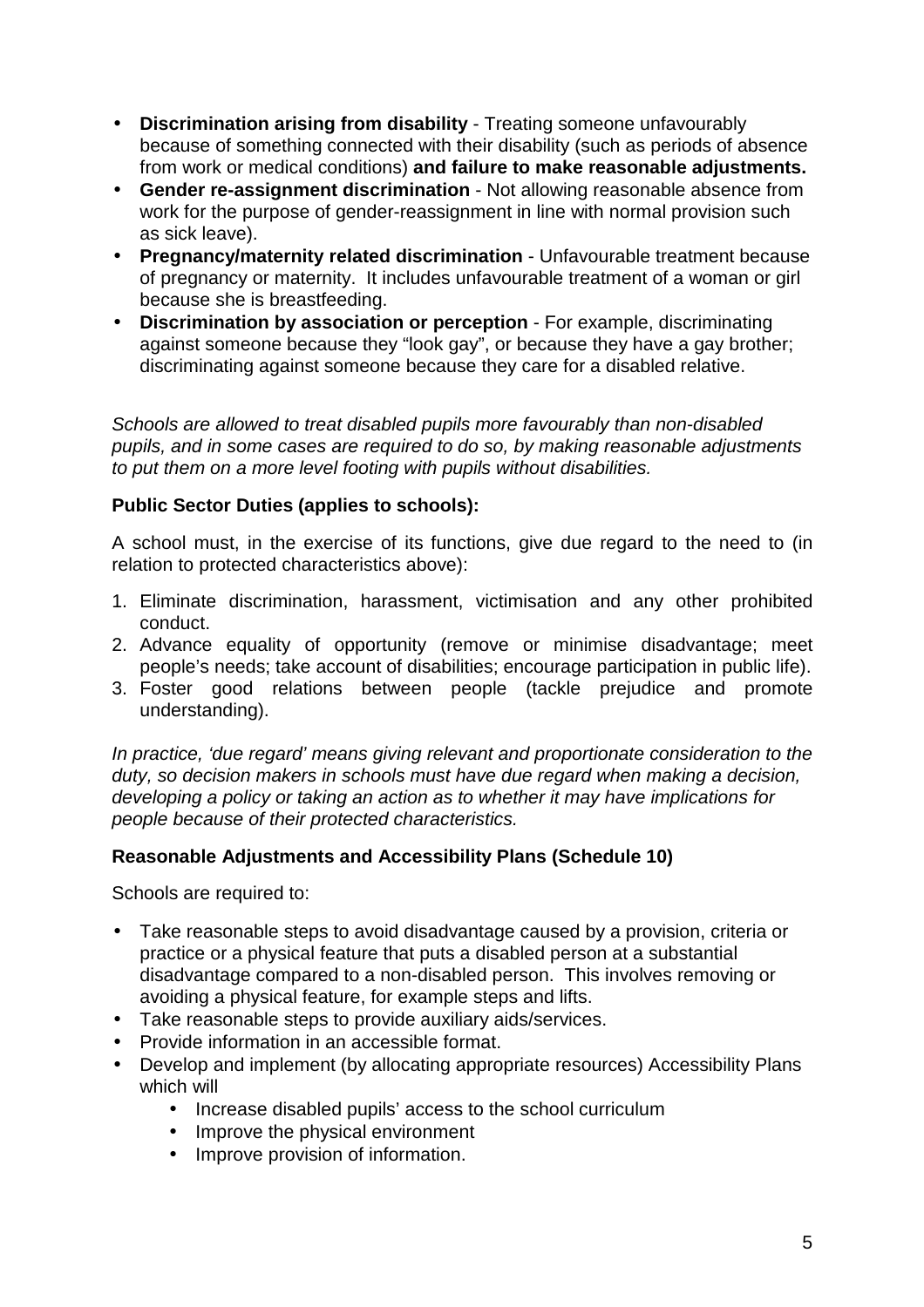- **Discrimination arising from disability** - Treating someone unfavourably because of something connected with their disability (such as periods of absence from work or medical conditions) **and failure to make reasonable adjustments.**
- **Gender re-assignment discrimination** - Not allowing reasonable absence from work for the purpose of gender-reassignment in line with normal provision such as sick leave).
- **Pregnancy/maternity related discrimination** - Unfavourable treatment because of pregnancy or maternity. It includes unfavourable treatment of a woman or girl because she is breastfeeding.
- **Discrimination by association or perception** - For example, discriminating against someone because they "look gay", or because they have a gay brother; discriminating against someone because they care for a disabled relative.

*Schools are allowed to treat disabled pupils more favourably than non-disabled pupils, and in some cases are required to do so, by making reasonable adjustments to put them on a more level footing with pupils without disabilities.*

**Public Sector Duties (applies to schools):**

A school must, in the exercise of its functions, give due regard to the need to (in relation to protected characteristics above):

1. Eliminate discrimination, harassment, victimisation and any other prohibited conduct.
2. Advance equality of opportunity (remove or minimise disadvantage; meet people's needs; take account of disabilities; encourage participation in public life).
3. Foster good relations between people (tackle prejudice and promote understanding).

*In practice, 'due regard' means giving relevant and proportionate consideration to the duty, so decision makers in schools must have due regard when making a decision, developing a policy or taking an action as to whether it may have implications for people because of their protected characteristics.*

**Reasonable Adjustments and Accessibility Plans (Schedule 10)**

Schools are required to:

- Take reasonable steps to avoid disadvantage caused by a provision, criteria or practice or a physical feature that puts a disabled person at a substantial disadvantage compared to a non-disabled person. This involves removing or avoiding a physical feature, for example steps and lifts.
- Take reasonable steps to provide auxiliary aids/services.
- Provide information in an accessible format.
- Develop and implement (by allocating appropriate resources) Accessibility Plans which will
  - Increase disabled pupils' access to the school curriculum
  - Improve the physical environment
  - Improve provision of information.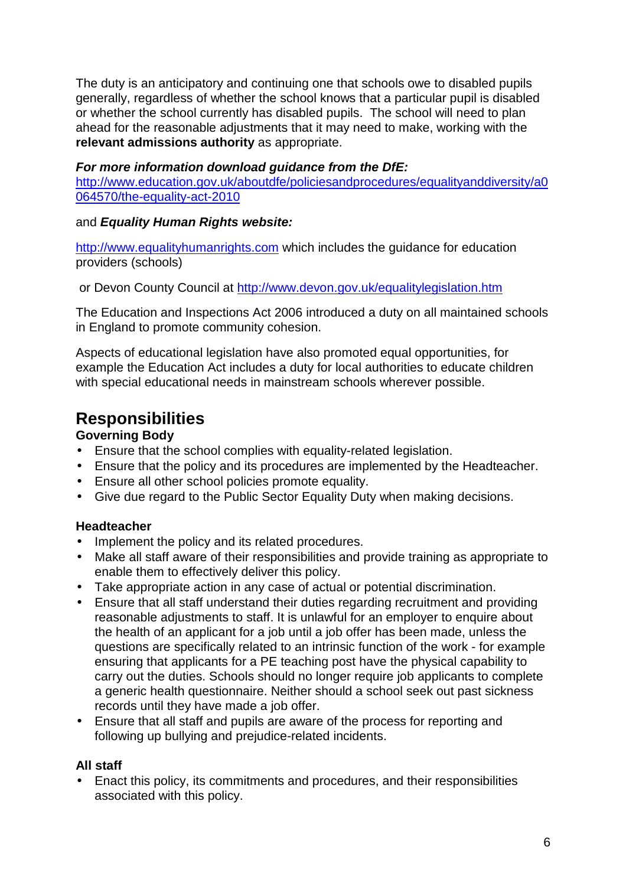The duty is an anticipatory and continuing one that schools owe to disabled pupils generally, regardless of whether the school knows that a particular pupil is disabled or whether the school currently has disabled pupils. The school will need to plan ahead for the reasonable adjustments that it may need to make, working with the **relevant admissions authority** as appropriate.

***For more information download guidance from the DfE:***
http://www.education.gov.uk/aboutdfe/policiesandprocedures/equalityanddiversity/a0064570/the-equality-act-2010

and ***Equality Human Rights website:***

http://www.equalityhumanrights.com which includes the guidance for education providers (schools)

or Devon County Council at http://www.devon.gov.uk/equalitylegislation.htm

The Education and Inspections Act 2006 introduced a duty on all maintained schools in England to promote community cohesion.

Aspects of educational legislation have also promoted equal opportunities, for example the Education Act includes a duty for local authorities to educate children with special educational needs in mainstream schools wherever possible.

## Responsibilities

**Governing Body**

- Ensure that the school complies with equality-related legislation.
- Ensure that the policy and its procedures are implemented by the Headteacher.
- Ensure all other school policies promote equality.
- Give due regard to the Public Sector Equality Duty when making decisions.

**Headteacher**

- Implement the policy and its related procedures.
- Make all staff aware of their responsibilities and provide training as appropriate to enable them to effectively deliver this policy.
- Take appropriate action in any case of actual or potential discrimination.
- Ensure that all staff understand their duties regarding recruitment and providing reasonable adjustments to staff. It is unlawful for an employer to enquire about the health of an applicant for a job until a job offer has been made, unless the questions are specifically related to an intrinsic function of the work - for example ensuring that applicants for a PE teaching post have the physical capability to carry out the duties. Schools should no longer require job applicants to complete a generic health questionnaire. Neither should a school seek out past sickness records until they have made a job offer.
- Ensure that all staff and pupils are aware of the process for reporting and following up bullying and prejudice-related incidents.

**All staff**

- Enact this policy, its commitments and procedures, and their responsibilities associated with this policy.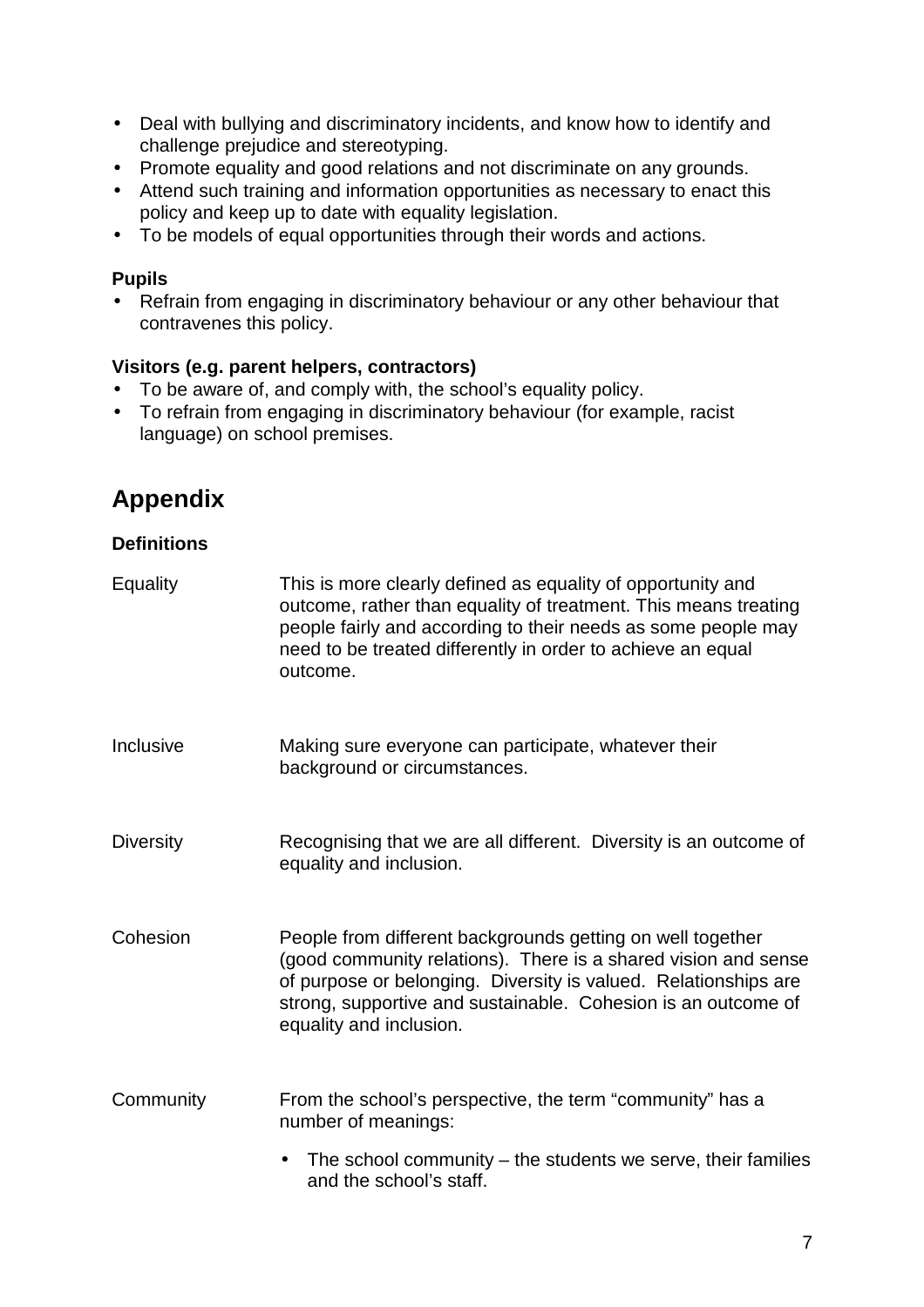- Deal with bullying and discriminatory incidents, and know how to identify and challenge prejudice and stereotyping.
- Promote equality and good relations and not discriminate on any grounds.
- Attend such training and information opportunities as necessary to enact this policy and keep up to date with equality legislation.
- To be models of equal opportunities through their words and actions.

**Pupils**

- Refrain from engaging in discriminatory behaviour or any other behaviour that contravenes this policy.

**Visitors (e.g. parent helpers, contractors)**

- To be aware of, and comply with, the school's equality policy.
- To refrain from engaging in discriminatory behaviour (for example, racist language) on school premises.

## Appendix

**Definitions**

| | |
|---|---|
| Equality | This is more clearly defined as equality of opportunity and outcome, rather than equality of treatment. This means treating people fairly and according to their needs as some people may need to be treated differently in order to achieve an equal outcome. |
| Inclusive | Making sure everyone can participate, whatever their background or circumstances. |
| Diversity | Recognising that we are all different. Diversity is an outcome of equality and inclusion. |
| Cohesion | People from different backgrounds getting on well together (good community relations). There is a shared vision and sense of purpose or belonging. Diversity is valued. Relationships are strong, supportive and sustainable. Cohesion is an outcome of equality and inclusion. |
| Community | From the school's perspective, the term "community" has a number of meanings:<br>• The school community – the students we serve, their families and the school's staff. |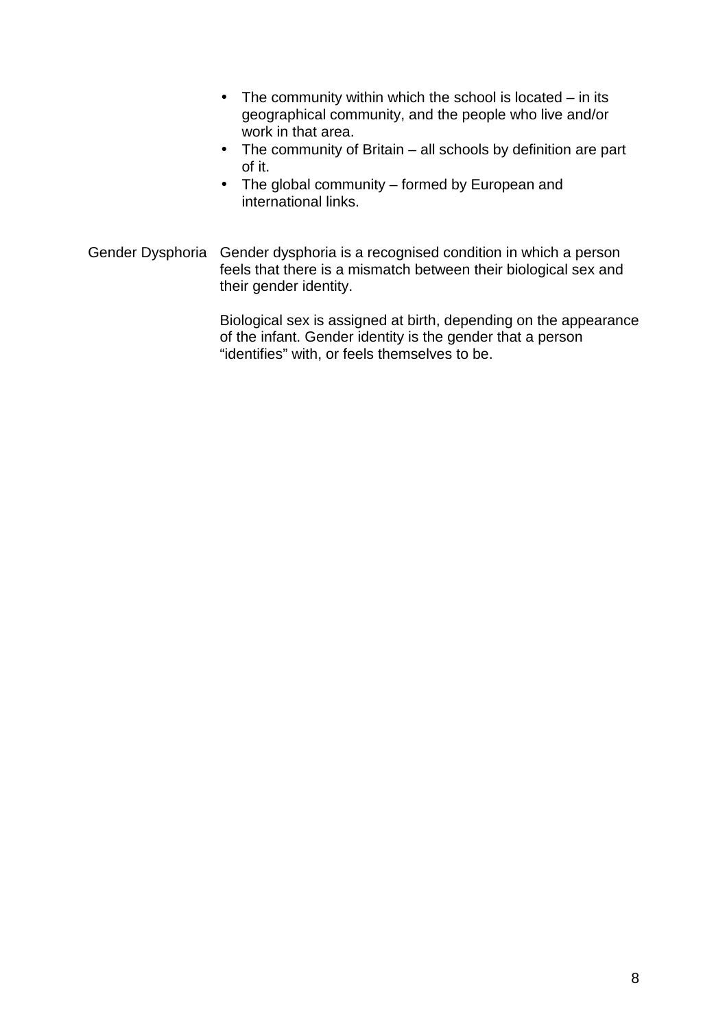- The community within which the school is located – in its geographical community, and the people who live and/or work in that area.
- The community of Britain – all schools by definition are part of it.
- The global community – formed by European and international links.

| | |
|---|---|
| Gender Dysphoria | Gender dysphoria is a recognised condition in which a person feels that there is a mismatch between their biological sex and their gender identity.<br><br>Biological sex is assigned at birth, depending on the appearance of the infant. Gender identity is the gender that a person "identifies" with, or feels themselves to be. |